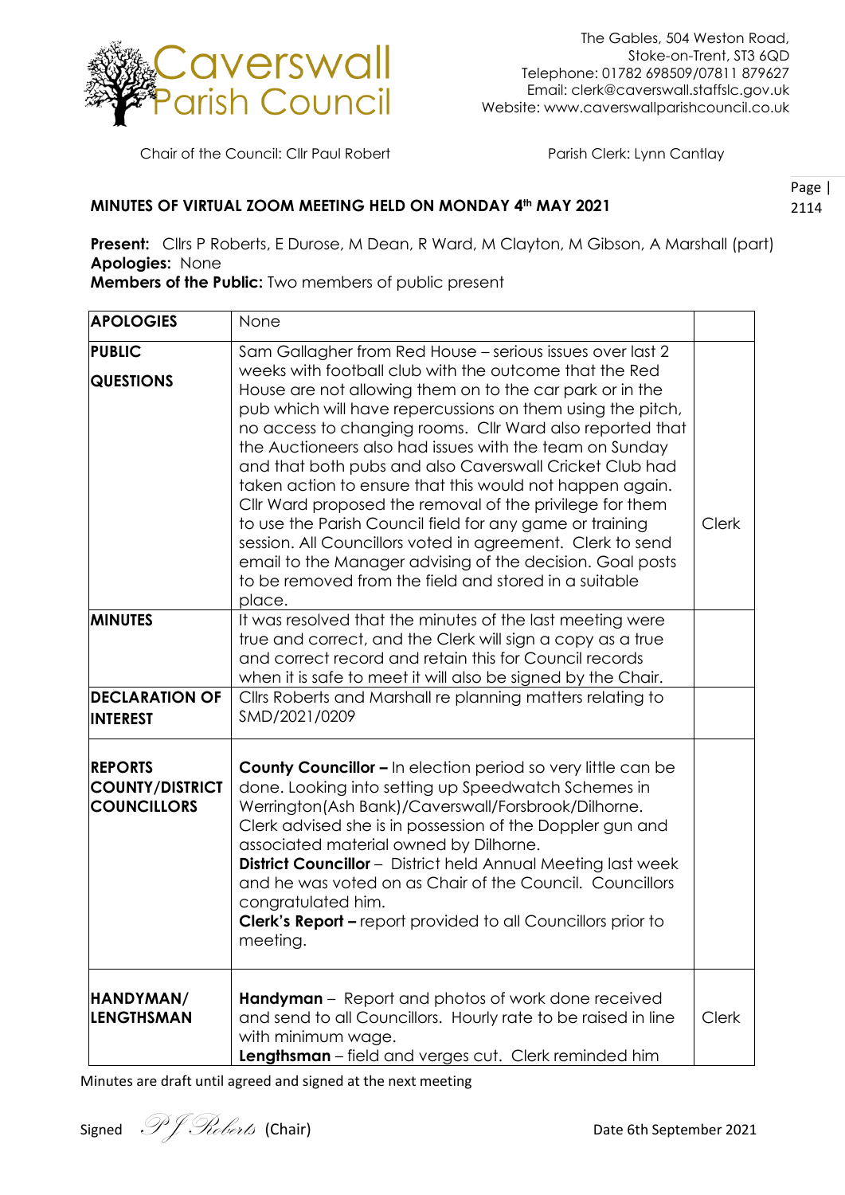Caverswall Parish Council

The Gables, 504 Weston Road,
Stoke-on-Trent, ST3 6QD
Telephone: 01782 698509/07811 879627
Email: clerk@caverswall.staffslc.gov.uk
Website: www.caverswallparishcouncil.co.uk

Chair of the Council: Cllr Paul Robert

Parish Clerk: Lynn Cantlay

## MINUTES OF VIRTUAL ZOOM MEETING HELD ON MONDAY 4th MAY 2021

**Present:** Cllrs P Roberts, E Durose, M Dean, R Ward, M Clayton, M Gibson, A Marshall (part)
**Apologies:** None
**Members of the Public:** Two members of public present

| | | |
|---|---|---|
| **APOLOGIES** | None | |
| **PUBLIC QUESTIONS** | Sam Gallagher from Red House – serious issues over last 2 weeks with football club with the outcome that the Red House are not allowing them on to the car park or in the pub which will have repercussions on them using the pitch, no access to changing rooms. Cllr Ward also reported that the Auctioneers also had issues with the team on Sunday and that both pubs and also Caverswall Cricket Club had taken action to ensure that this would not happen again. Cllr Ward proposed the removal of the privilege for them to use the Parish Council field for any game or training session. All Councillors voted in agreement. Clerk to send email to the Manager advising of the decision. Goal posts to be removed from the field and stored in a suitable place. | Clerk |
| **MINUTES** | It was resolved that the minutes of the last meeting were true and correct, and the Clerk will sign a copy as a true and correct record and retain this for Council records when it is safe to meet it will also be signed by the Chair. | |
| **DECLARATION OF INTEREST** | Cllrs Roberts and Marshall re planning matters relating to SMD/2021/0209 | |
| **REPORTS COUNTY/DISTRICT COUNCILLORS** | **County Councillor –** In election period so very little can be done. Looking into setting up Speedwatch Schemes in Werrington(Ash Bank)/Caverswall/Forsbrook/Dilhorne. Clerk advised she is in possession of the Doppler gun and associated material owned by Dilhorne.<br>**District Councillor** – District held Annual Meeting last week and he was voted on as Chair of the Council. Councillors congratulated him.<br>**Clerk's Report –** report provided to all Councillors prior to meeting. | |
| **HANDYMAN/ LENGTHSMAN** | **Handyman** – Report and photos of work done received and send to all Councillors. Hourly rate to be raised in line with minimum wage.<br>**Lengthsman** – field and verges cut. Clerk reminded him | Clerk |

Minutes are draft until agreed and signed at the next meeting

Signed *PJ Roberts* (Chair) Date 6th September 2021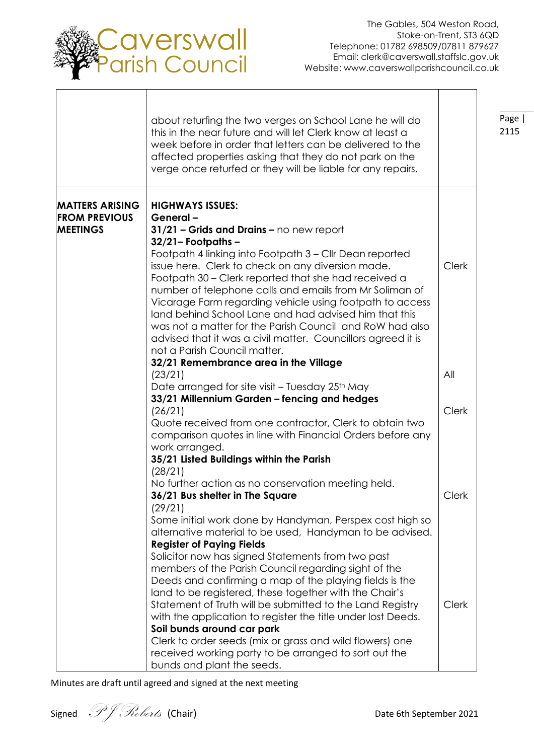| | | |
|---|---|---|
| | about returfing the two verges on School Lane he will do this in the near future and will let Clerk know at least a week before in order that letters can be delivered to the affected properties asking that they do not park on the verge once returfed or they will be liable for any repairs. | |
| **MATTERS ARISING FROM PREVIOUS MEETINGS** | **HIGHWAYS ISSUES:**<br>**General –**<br>**31/21 – Grids and Drains –** no new report<br>**32/21– Footpaths –**<br>Footpath 4 linking into Footpath 3 – Cllr Dean reported issue here. Clerk to check on any diversion made.<br>Footpath 30 – Clerk reported that she had received a number of telephone calls and emails from Mr Soliman of Vicarage Farm regarding vehicle using footpath to access land behind School Lane and had advised him that this was not a matter for the Parish Council and RoW had also advised that it was a civil matter. Councillors agreed it is not a Parish Council matter. | Clerk |
| | **32/21 Remembrance area in the Village**<br>(23/21)<br>Date arranged for site visit – Tuesday 25th May | All |
| | **33/21 Millennium Garden – fencing and hedges**<br>(26/21)<br>Quote received from one contractor, Clerk to obtain two comparison quotes in line with Financial Orders before any work arranged. | Clerk |
| | **35/21 Listed Buildings within the Parish**<br>(28/21)<br>No further action as no conservation meeting held. | |
| | **36/21 Bus shelter in The Square**<br>(29/21)<br>Some initial work done by Handyman, Perspex cost high so alternative material to be used, Handyman to be advised. | Clerk |
| | **Register of Paying Fields**<br>Solicitor now has signed Statements from two past members of the Parish Council regarding sight of the Deeds and confirming a map of the playing fields is the land to be registered, these together with the Chair's Statement of Truth will be submitted to the Land Registry with the application to register the title under lost Deeds. | Clerk |
| | **Soil bunds around car park**<br>Clerk to order seeds (mix or grass and wild flowers) one received working party to be arranged to sort out the bunds and plant the seeds. | |

Minutes are draft until agreed and signed at the next meeting

Signed *PJ Roberts* (Chair) Date 6th September 2021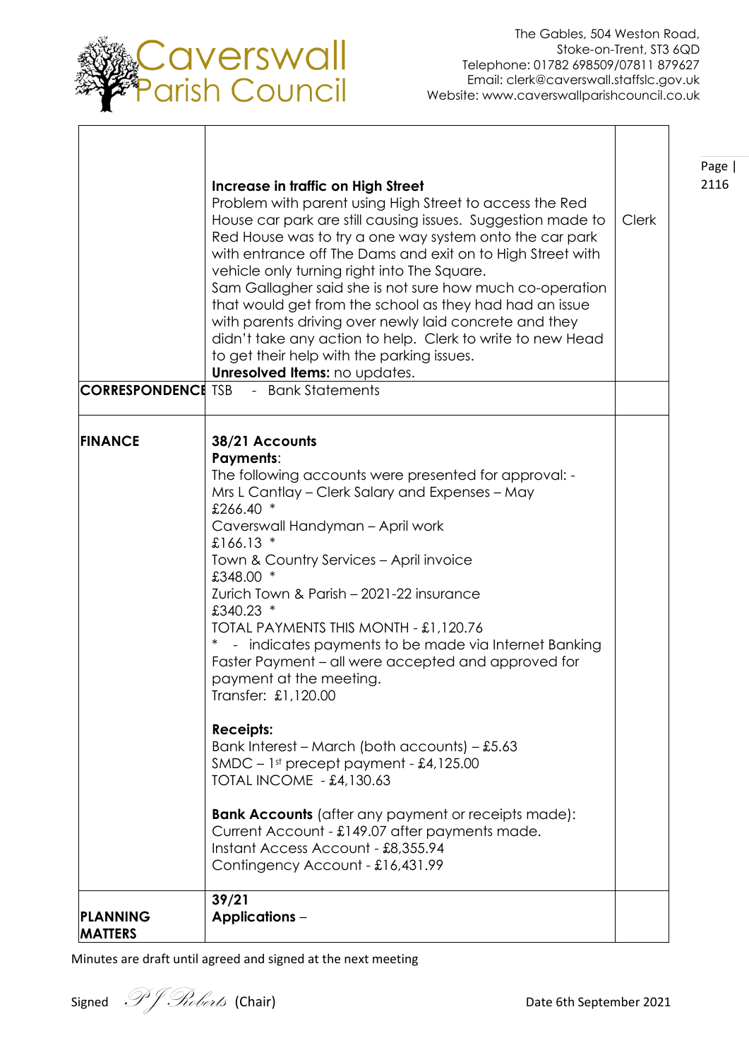| | | |
|---|---|---|
| | **Increase in traffic on High Street**<br>Problem with parent using High Street to access the Red House car park are still causing issues. Suggestion made to Red House was to try a one way system onto the car park with entrance off The Dams and exit on to High Street with vehicle only turning right into The Square.<br>Sam Gallagher said she is not sure how much co-operation that would get from the school as they had had an issue with parents driving over newly laid concrete and they didn't take any action to help. Clerk to write to new Head to get their help with the parking issues.<br>**Unresolved Items:** no updates. | Clerk |
| **CORRESPONDENCE** | TSB - Bank Statements | |
| **FINANCE** | **38/21 Accounts**<br>**Payments**:<br>The following accounts were presented for approval: -<br>Mrs L Cantlay – Clerk Salary and Expenses – May<br>£266.40 *<br>Caverswall Handyman – April work<br>£166.13 *<br>Town & Country Services – April invoice<br>£348.00 *<br>Zurich Town & Parish – 2021-22 insurance<br>£340.23 *<br>TOTAL PAYMENTS THIS MONTH - £1,120.76<br>* - indicates payments to be made via Internet Banking Faster Payment – all were accepted and approved for payment at the meeting.<br>Transfer: £1,120.00<br><br>**Receipts:**<br>Bank Interest – March (both accounts) – £5.63<br>SMDC – 1st precept payment - £4,125.00<br>TOTAL INCOME - £4,130.63<br><br>**Bank Accounts** (after any payment or receipts made):<br>Current Account - £149.07 after payments made.<br>Instant Access Account - £8,355.94<br>Contingency Account - £16,431.99 | |
| **PLANNING MATTERS** | **39/21**<br>**Applications** – | |

Minutes are draft until agreed and signed at the next meeting

Signed *PJ Roberts* (Chair) Date 6th September 2021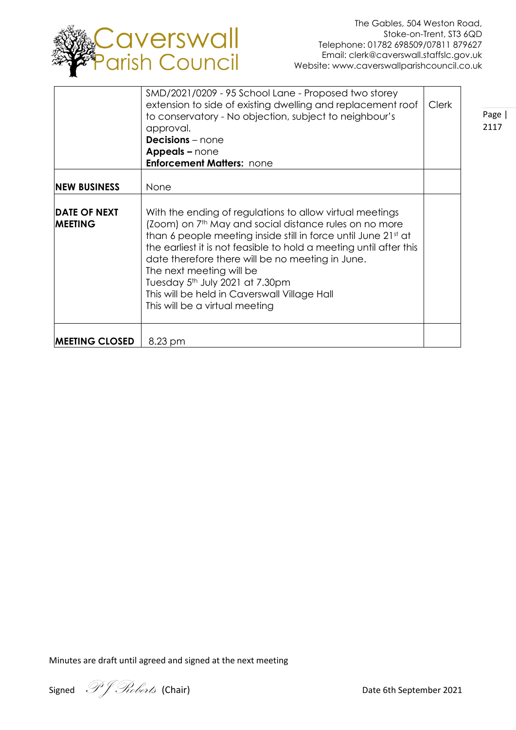| | | |
|---|---|---|
| | SMD/2021/0209 - 95 School Lane - Proposed two storey extension to side of existing dwelling and replacement roof to conservatory - No objection, subject to neighbour's approval.<br>**Decisions** – none<br>**Appeals –** none<br>**Enforcement Matters:** none | Clerk |
| **NEW BUSINESS** | None | |
| **DATE OF NEXT MEETING** | With the ending of regulations to allow virtual meetings (Zoom) on 7th May and social distance rules on no more than 6 people meeting inside still in force until June 21st at the earliest it is not feasible to hold a meeting until after this date therefore there will be no meeting in June.<br>The next meeting will be<br>Tuesday 5th July 2021 at 7.30pm<br>This will be held in Caverswall Village Hall<br>This will be a virtual meeting | |
| **MEETING CLOSED** | 8.23 pm | |

Minutes are draft until agreed and signed at the next meeting

Signed *PJ Roberts* (Chair)    Date 6th September 2021